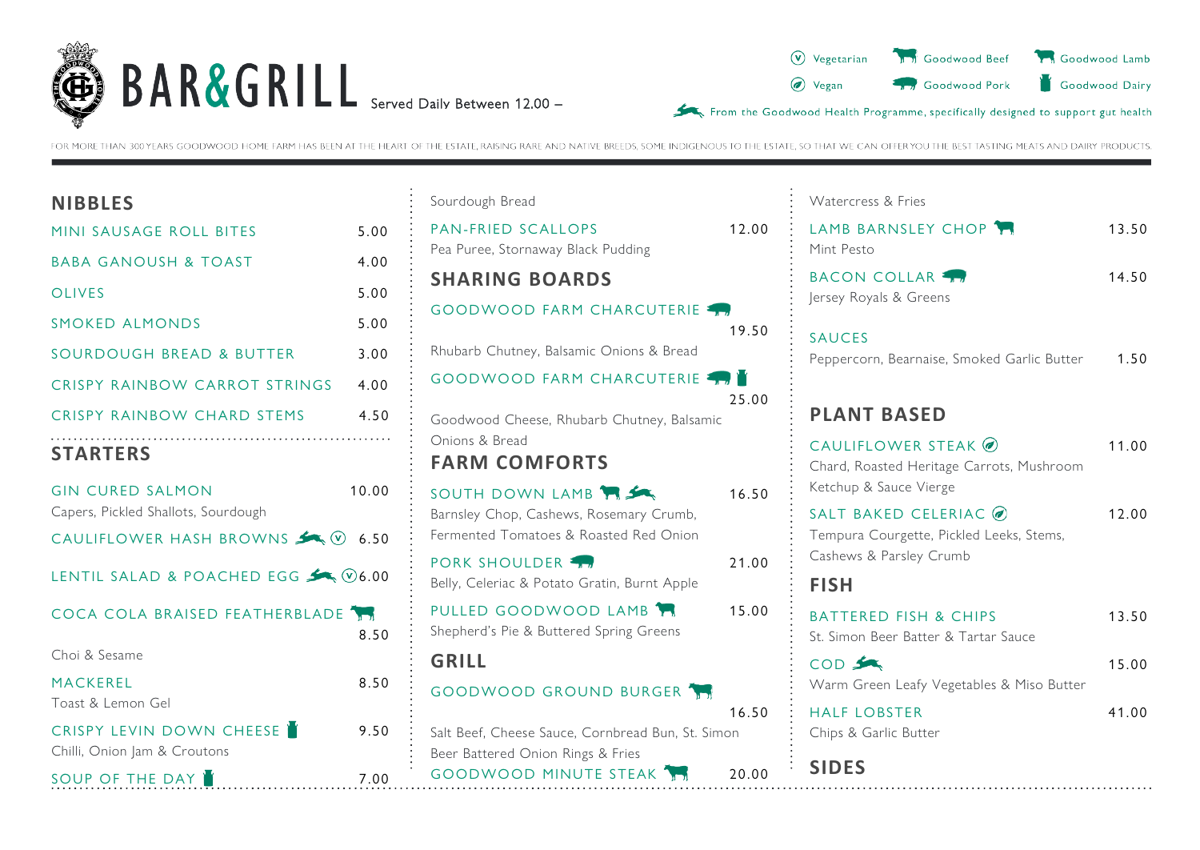# BAR&GRILL

Served Daily Between 12.00 –

(V) Vegetarian · Goodwood Beef · Goodwood Lamb
Vegan · Goodwood Pork · Goodwood Dairy

From the Goodwood Health Programme, specifically designed to support gut health

FOR MORE THAN 300 YEARS GOODWOOD HOME FARM HAS BEEN AT THE HEART OF THE ESTATE, RAISING RARE AND NATIVE BREEDS, SOME INDIGENOUS TO THE ESTATE, SO THAT WE CAN OFFER YOU THE BEST TASTING MEATS AND DAIRY PRODUCTS.

## NIBBLES

MINI SAUSAGE ROLL BITES 5.00

BABA GANOUSH & TOAST 4.00

OLIVES 5.00

SMOKED ALMONDS 5.00

SOURDOUGH BREAD & BUTTER 3.00

CRISPY RAINBOW CARROT STRINGS 4.00

CRISPY RAINBOW CHARD STEMS 4.50

## STARTERS

GIN CURED SALMON 10.00
Capers, Pickled Shallots, Sourdough

CAULIFLOWER HASH BROWNS (V) 6.50

LENTIL SALAD & POACHED EGG (V) 6.00

COCA COLA BRAISED FEATHERBLADE 8.50
Choi & Sesame

MACKEREL 8.50
Toast & Lemon Gel

CRISPY LEVIN DOWN CHEESE 9.50
Chilli, Onion Jam & Croutons

SOUP OF THE DAY 7.00
Sourdough Bread

PAN-FRIED SCALLOPS 12.00
Pea Puree, Stornaway Black Pudding

## SHARING BOARDS

GOODWOOD FARM CHARCUTERIE 19.50
Rhubarb Chutney, Balsamic Onions & Bread

GOODWOOD FARM CHARCUTERIE 25.00
Goodwood Cheese, Rhubarb Chutney, Balsamic Onions & Bread

## FARM COMFORTS

SOUTH DOWN LAMB 16.50
Barnsley Chop, Cashews, Rosemary Crumb, Fermented Tomatoes & Roasted Red Onion

PORK SHOULDER 21.00
Belly, Celeriac & Potato Gratin, Burnt Apple

PULLED GOODWOOD LAMB 15.00
Shepherd's Pie & Buttered Spring Greens

## GRILL

GOODWOOD GROUND BURGER 16.50
Salt Beef, Cheese Sauce, Cornbread Bun, St. Simon Beer Battered Onion Rings & Fries

GOODWOOD MINUTE STEAK 20.00
Watercress & Fries

LAMB BARNSLEY CHOP 13.50
Mint Pesto

BACON COLLAR 14.50
Jersey Royals & Greens

SAUCES
Peppercorn, Bearnaise, Smoked Garlic Butter 1.50

## PLANT BASED

CAULIFLOWER STEAK (Vegan) 11.00
Chard, Roasted Heritage Carrots, Mushroom Ketchup & Sauce Vierge

SALT BAKED CELERIAC (Vegan) 12.00
Tempura Courgette, Pickled Leeks, Stems, Cashews & Parsley Crumb

## FISH

BATTERED FISH & CHIPS 13.50
St. Simon Beer Batter & Tartar Sauce

COD 15.00
Warm Green Leafy Vegetables & Miso Butter

HALF LOBSTER 41.00
Chips & Garlic Butter

## SIDES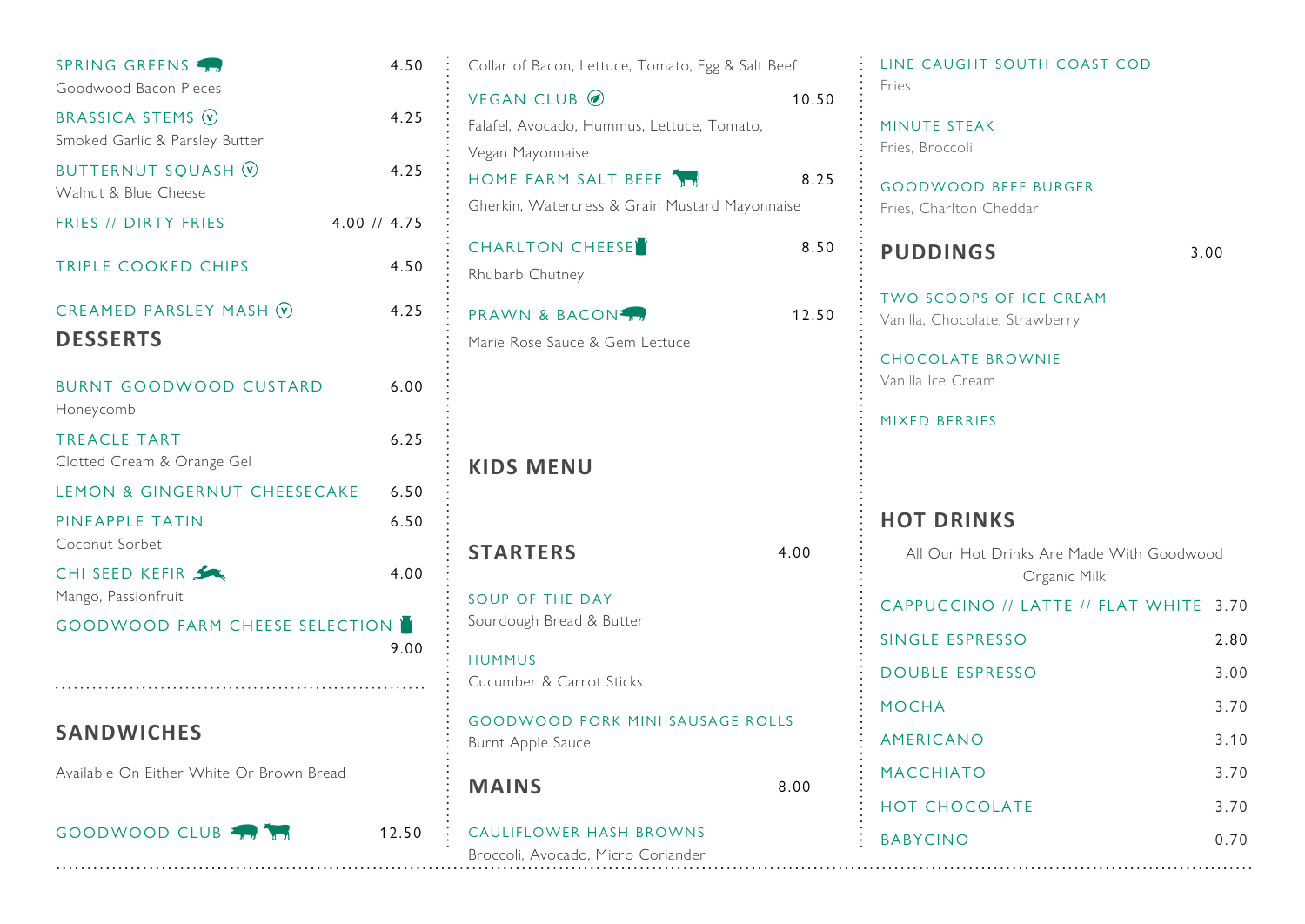SPRING GREENS — 4.50
Goodwood Bacon Pieces

BRASSICA STEMS (v) — 4.25
Smoked Garlic & Parsley Butter

BUTTERNUT SQUASH (v) — 4.25
Walnut & Blue Cheese

FRIES // DIRTY FRIES — 4.00 // 4.75

TRIPLE COOKED CHIPS — 4.50

CREAMED PARSLEY MASH (v) — 4.25

## DESSERTS

BURNT GOODWOOD CUSTARD — 6.00
Honeycomb

TREACLE TART — 6.25
Clotted Cream & Orange Gel

LEMON & GINGERNUT CHEESECAKE — 6.50

PINEAPPLE TATIN — 6.50
Coconut Sorbet

CHI SEED KEFIR — 4.00
Mango, Passionfruit

GOODWOOD FARM CHEESE SELECTION — 9.00

## SANDWICHES

Available On Either White Or Brown Bread

GOODWOOD CLUB — 12.50
Collar of Bacon, Lettuce, Tomato, Egg & Salt Beef

VEGAN CLUB — 10.50
Falafel, Avocado, Hummus, Lettuce, Tomato, Vegan Mayonnaise

HOME FARM SALT BEEF — 8.25
Gherkin, Watercress & Grain Mustard Mayonnaise

CHARLTON CHEESE — 8.50
Rhubarb Chutney

PRAWN & BACON — 12.50
Marie Rose Sauce & Gem Lettuce

## KIDS MENU

### STARTERS — 4.00

SOUP OF THE DAY
Sourdough Bread & Butter

HUMMUS
Cucumber & Carrot Sticks

GOODWOOD PORK MINI SAUSAGE ROLLS
Burnt Apple Sauce

### MAINS — 8.00

CAULIFLOWER HASH BROWNS
Broccoli, Avocado, Micro Coriander

LINE CAUGHT SOUTH COAST COD
Fries

MINUTE STEAK
Fries, Broccoli

GOODWOOD BEEF BURGER
Fries, Charlton Cheddar

### PUDDINGS — 3.00

TWO SCOOPS OF ICE CREAM
Vanilla, Chocolate, Strawberry

CHOCOLATE BROWNIE
Vanilla Ice Cream

MIXED BERRIES

## HOT DRINKS

All Our Hot Drinks Are Made With Goodwood Organic Milk

| Drink | Price |
|---|---|
| CAPPUCCINO // LATTE // FLAT WHITE | 3.70 |
| SINGLE ESPRESSO | 2.80 |
| DOUBLE ESPRESSO | 3.00 |
| MOCHA | 3.70 |
| AMERICANO | 3.10 |
| MACCHIATO | 3.70 |
| HOT CHOCOLATE | 3.70 |
| BABYCINO | 0.70 |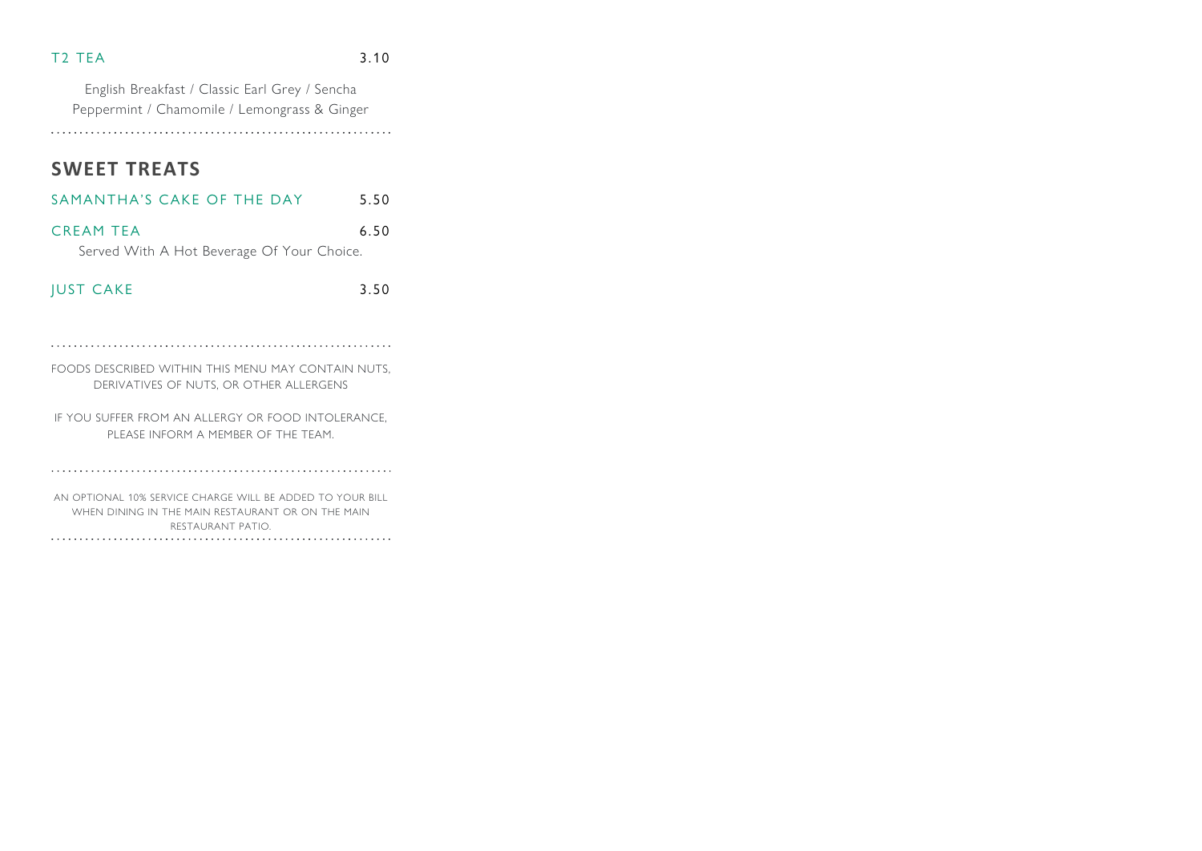T2 TEA 3.10

English Breakfast / Classic Earl Grey / Sencha
Peppermint / Chamomile / Lemongrass & Ginger

---

## SWEET TREATS

SAMANTHA'S CAKE OF THE DAY 5.50

CREAM TEA 6.50

Served With A Hot Beverage Of Your Choice.

JUST CAKE 3.50

---

FOODS DESCRIBED WITHIN THIS MENU MAY CONTAIN NUTS, DERIVATIVES OF NUTS, OR OTHER ALLERGENS

IF YOU SUFFER FROM AN ALLERGY OR FOOD INTOLERANCE, PLEASE INFORM A MEMBER OF THE TEAM.

---

AN OPTIONAL 10% SERVICE CHARGE WILL BE ADDED TO YOUR BILL WHEN DINING IN THE MAIN RESTAURANT OR ON THE MAIN RESTAURANT PATIO.

---